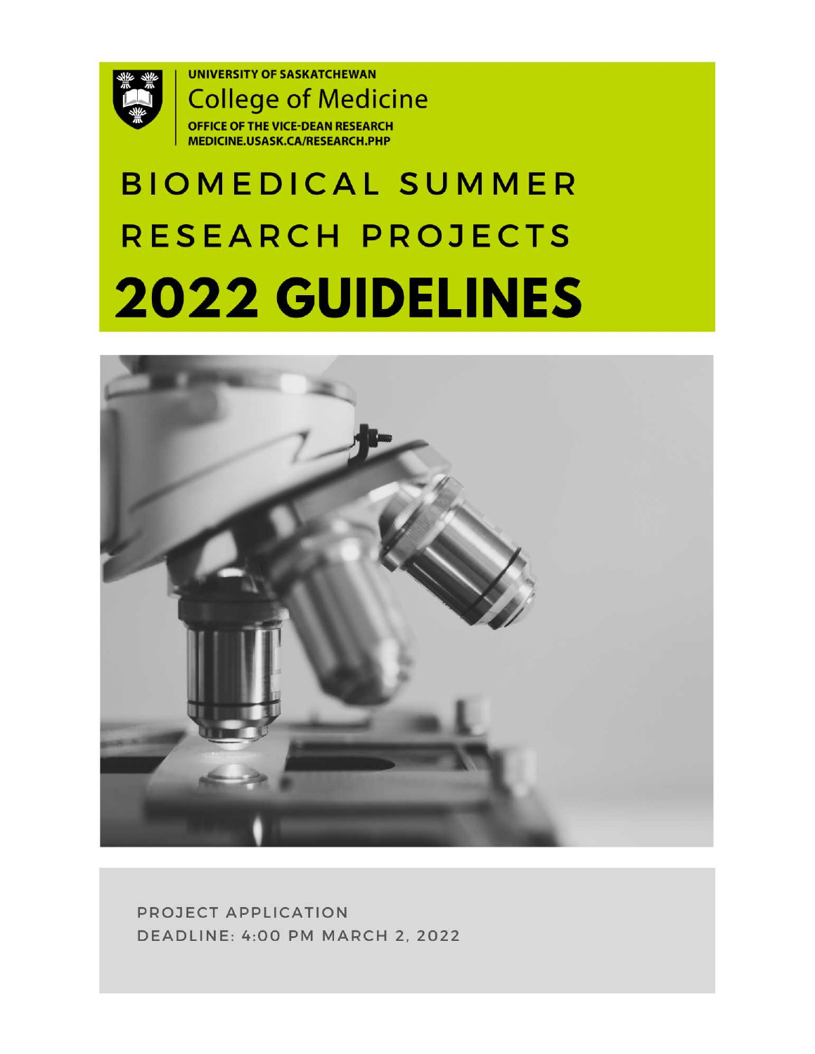UNIVERSITY OF SASKATCHEWAN

College of Medicine

OFFICE OF THE VICE-DEAN RESEARCH

MEDICINE.USASK.CA/RESEARCH.PHP

# BIOMEDICAL SUMMER RESEARCH PROJECTS 2022 GUIDELINES

PROJECT APPLICATION

DEADLINE: 4:00 PM MARCH 2, 2022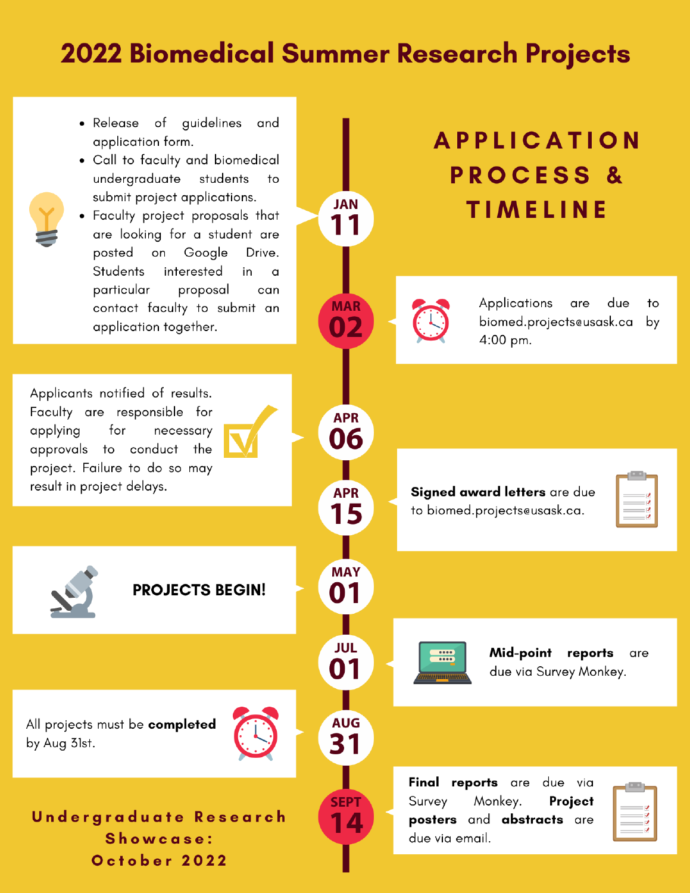# 2022 Biomedical Summer Research Projects

## APPLICATION PROCESS & TIMELINE

**JAN 11**

- Release of guidelines and application form.
- Call to faculty and biomedical undergraduate students to submit project applications.
- Faculty project proposals that are looking for a student are posted on Google Drive. Students interested in a particular proposal can contact faculty to submit an application together.

**MAR 02**

Applications are due to biomed.projects@usask.ca by 4:00 pm.

**APR 06**

Applicants notified of results. Faculty are responsible for applying for necessary approvals to conduct the project. Failure to do so may result in project delays.

**APR 15**

**Signed award letters** are due to biomed.projects@usask.ca.

**MAY 01**

**PROJECTS BEGIN!**

**JUL 01**

**Mid-point reports** are due via Survey Monkey.

**AUG 31**

All projects must be **completed** by Aug 31st.

**SEPT 14**

**Final reports** are due via Survey Monkey. **Project posters** and **abstracts** are due via email.

**Undergraduate Research Showcase: October 2022**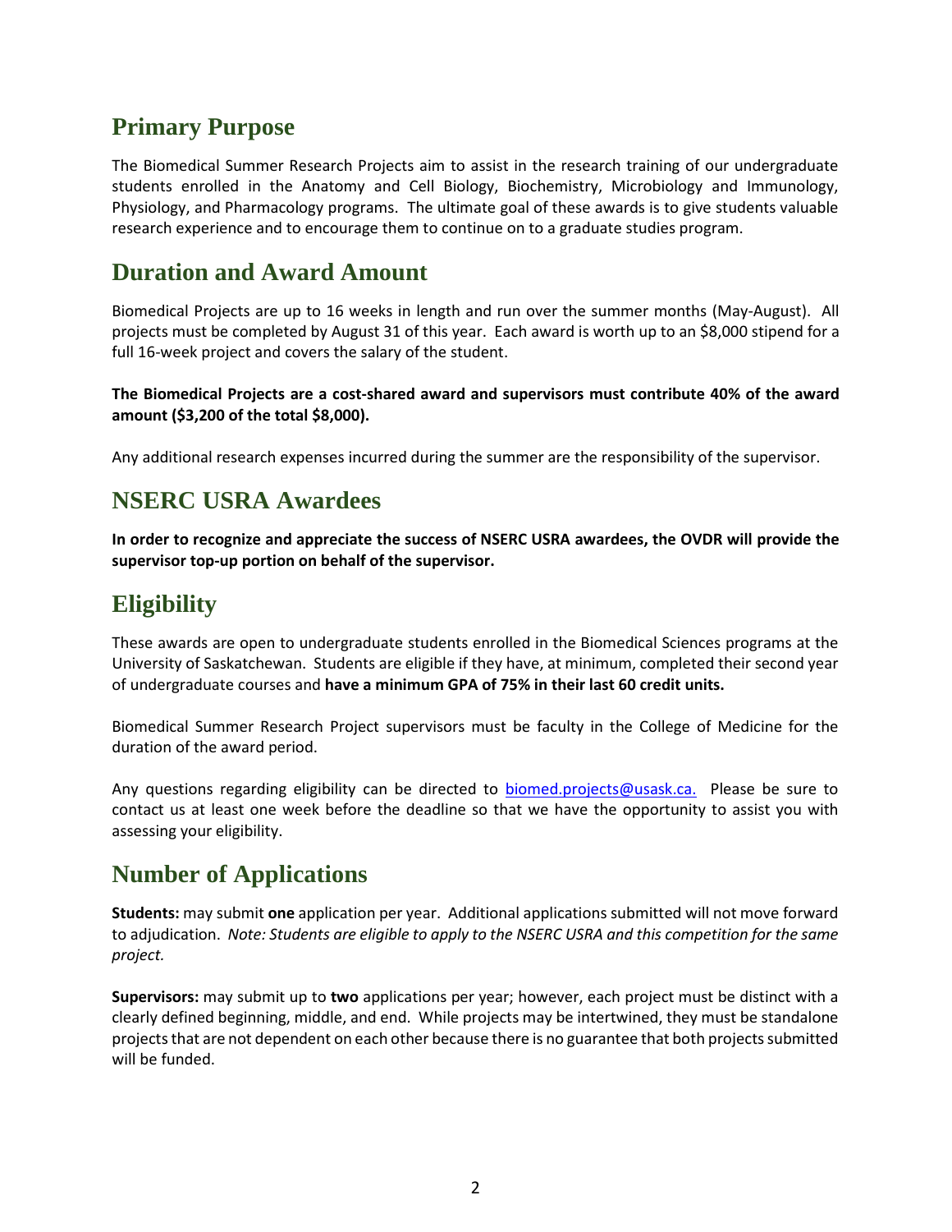## Primary Purpose

The Biomedical Summer Research Projects aim to assist in the research training of our undergraduate students enrolled in the Anatomy and Cell Biology, Biochemistry, Microbiology and Immunology, Physiology, and Pharmacology programs. The ultimate goal of these awards is to give students valuable research experience and to encourage them to continue on to a graduate studies program.

## Duration and Award Amount

Biomedical Projects are up to 16 weeks in length and run over the summer months (May-August). All projects must be completed by August 31 of this year. Each award is worth up to an $8,000 stipend for a full 16-week project and covers the salary of the student.

**The Biomedical Projects are a cost-shared award and supervisors must contribute 40% of the award amount ($3,200 of the total $8,000).**

Any additional research expenses incurred during the summer are the responsibility of the supervisor.

## NSERC USRA Awardees

**In order to recognize and appreciate the success of NSERC USRA awardees, the OVDR will provide the supervisor top-up portion on behalf of the supervisor.**

## Eligibility

These awards are open to undergraduate students enrolled in the Biomedical Sciences programs at the University of Saskatchewan. Students are eligible if they have, at minimum, completed their second year of undergraduate courses and **have a minimum GPA of 75% in their last 60 credit units.**

Biomedical Summer Research Project supervisors must be faculty in the College of Medicine for the duration of the award period.

Any questions regarding eligibility can be directed to [biomed.projects@usask.ca.](mailto:biomed.projects@usask.ca) Please be sure to contact us at least one week before the deadline so that we have the opportunity to assist you with assessing your eligibility.

## Number of Applications

**Students:** may submit **one** application per year. Additional applications submitted will not move forward to adjudication. *Note: Students are eligible to apply to the NSERC USRA and this competition for the same project.*

**Supervisors:** may submit up to **two** applications per year; however, each project must be distinct with a clearly defined beginning, middle, and end. While projects may be intertwined, they must be standalone projects that are not dependent on each other because there is no guarantee that both projects submitted will be funded.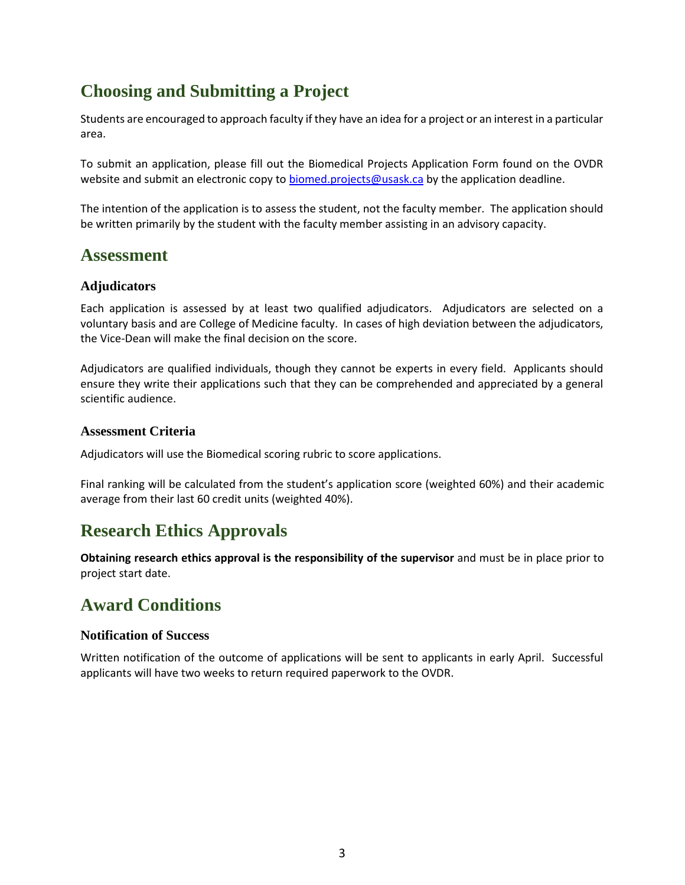## Choosing and Submitting a Project

Students are encouraged to approach faculty if they have an idea for a project or an interest in a particular area.

To submit an application, please fill out the Biomedical Projects Application Form found on the OVDR website and submit an electronic copy to [biomed.projects@usask.ca](mailto:biomed.projects@usask.ca) by the application deadline.

The intention of the application is to assess the student, not the faculty member. The application should be written primarily by the student with the faculty member assisting in an advisory capacity.

## Assessment

### Adjudicators

Each application is assessed by at least two qualified adjudicators. Adjudicators are selected on a voluntary basis and are College of Medicine faculty. In cases of high deviation between the adjudicators, the Vice-Dean will make the final decision on the score.

Adjudicators are qualified individuals, though they cannot be experts in every field. Applicants should ensure they write their applications such that they can be comprehended and appreciated by a general scientific audience.

### Assessment Criteria

Adjudicators will use the Biomedical scoring rubric to score applications.

Final ranking will be calculated from the student's application score (weighted 60%) and their academic average from their last 60 credit units (weighted 40%).

## Research Ethics Approvals

**Obtaining research ethics approval is the responsibility of the supervisor** and must be in place prior to project start date.

## Award Conditions

### Notification of Success

Written notification of the outcome of applications will be sent to applicants in early April. Successful applicants will have two weeks to return required paperwork to the OVDR.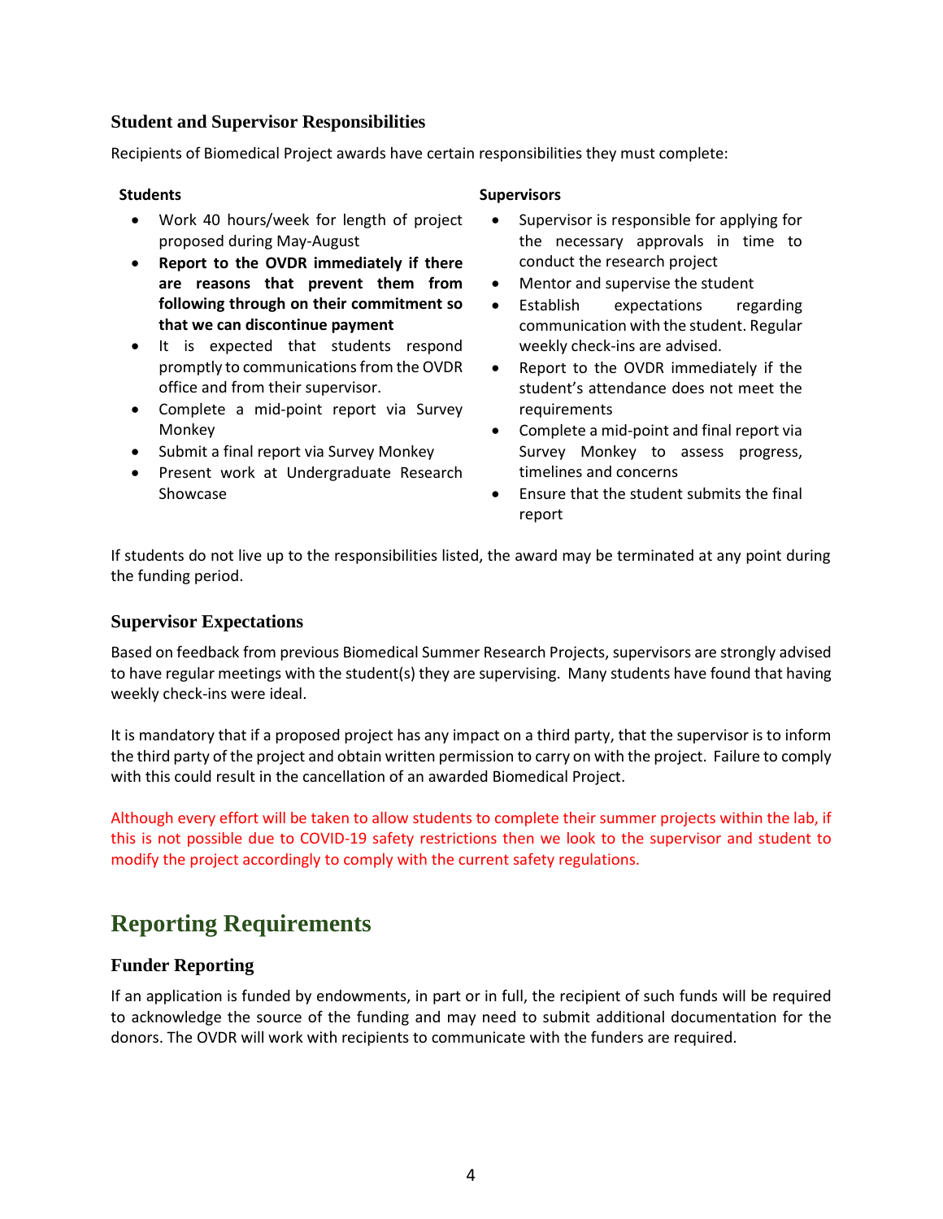### Student and Supervisor Responsibilities

Recipients of Biomedical Project awards have certain responsibilities they must complete:

**Students**

- Work 40 hours/week for length of project proposed during May-August
- **Report to the OVDR immediately if there are reasons that prevent them from following through on their commitment so that we can discontinue payment**
- It is expected that students respond promptly to communications from the OVDR office and from their supervisor.
- Complete a mid-point report via Survey Monkey
- Submit a final report via Survey Monkey
- Present work at Undergraduate Research Showcase

**Supervisors**

- Supervisor is responsible for applying for the necessary approvals in time to conduct the research project
- Mentor and supervise the student
- Establish expectations regarding communication with the student. Regular weekly check-ins are advised.
- Report to the OVDR immediately if the student's attendance does not meet the requirements
- Complete a mid-point and final report via Survey Monkey to assess progress, timelines and concerns
- Ensure that the student submits the final report

If students do not live up to the responsibilities listed, the award may be terminated at any point during the funding period.

### Supervisor Expectations

Based on feedback from previous Biomedical Summer Research Projects, supervisors are strongly advised to have regular meetings with the student(s) they are supervising. Many students have found that having weekly check-ins were ideal.

It is mandatory that if a proposed project has any impact on a third party, that the supervisor is to inform the third party of the project and obtain written permission to carry on with the project. Failure to comply with this could result in the cancellation of an awarded Biomedical Project.

Although every effort will be taken to allow students to complete their summer projects within the lab, if this is not possible due to COVID-19 safety restrictions then we look to the supervisor and student to modify the project accordingly to comply with the current safety regulations.

## Reporting Requirements

### Funder Reporting

If an application is funded by endowments, in part or in full, the recipient of such funds will be required to acknowledge the source of the funding and may need to submit additional documentation for the donors. The OVDR will work with recipients to communicate with the funders are required.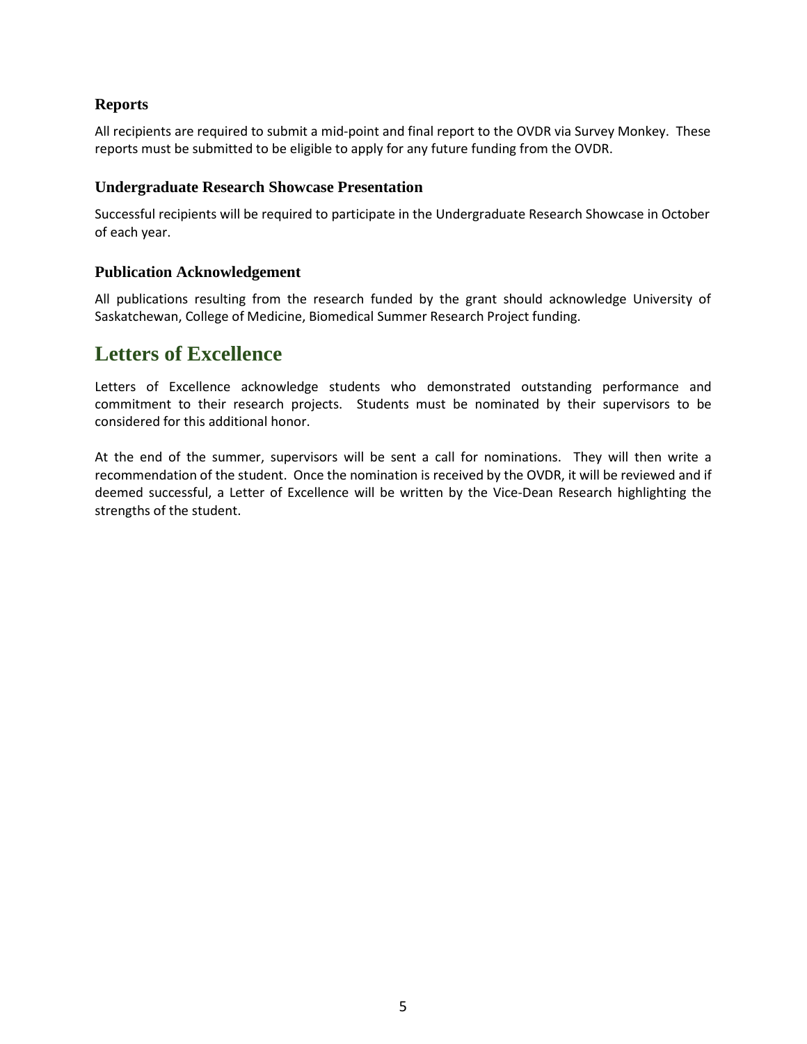### Reports

All recipients are required to submit a mid-point and final report to the OVDR via Survey Monkey. These reports must be submitted to be eligible to apply for any future funding from the OVDR.

### Undergraduate Research Showcase Presentation

Successful recipients will be required to participate in the Undergraduate Research Showcase in October of each year.

### Publication Acknowledgement

All publications resulting from the research funded by the grant should acknowledge University of Saskatchewan, College of Medicine, Biomedical Summer Research Project funding.

## Letters of Excellence

Letters of Excellence acknowledge students who demonstrated outstanding performance and commitment to their research projects. Students must be nominated by their supervisors to be considered for this additional honor.

At the end of the summer, supervisors will be sent a call for nominations. They will then write a recommendation of the student. Once the nomination is received by the OVDR, it will be reviewed and if deemed successful, a Letter of Excellence will be written by the Vice-Dean Research highlighting the strengths of the student.